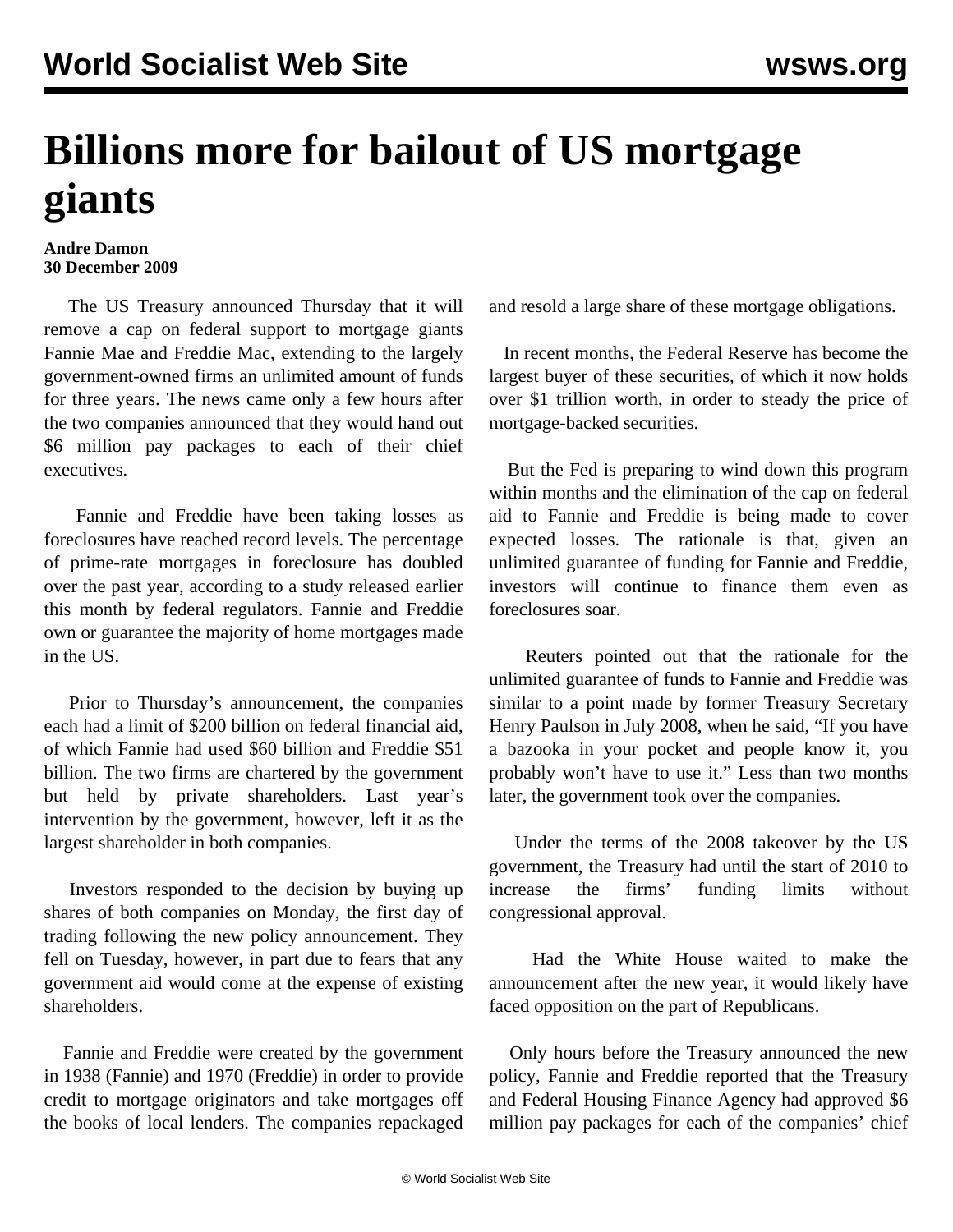# Billions more for bailout of US mortgage giants

**Andre Damon**
**30 December 2009**

The US Treasury announced Thursday that it will remove a cap on federal support to mortgage giants Fannie Mae and Freddie Mac, extending to the largely government-owned firms an unlimited amount of funds for three years. The news came only a few hours after the two companies announced that they would hand out $6 million pay packages to each of their chief executives.

Fannie and Freddie have been taking losses as foreclosures have reached record levels. The percentage of prime-rate mortgages in foreclosure has doubled over the past year, according to a study released earlier this month by federal regulators. Fannie and Freddie own or guarantee the majority of home mortgages made in the US.

Prior to Thursday's announcement, the companies each had a limit of $200 billion on federal financial aid, of which Fannie had used $60 billion and Freddie $51 billion. The two firms are chartered by the government but held by private shareholders. Last year's intervention by the government, however, left it as the largest shareholder in both companies.

Investors responded to the decision by buying up shares of both companies on Monday, the first day of trading following the new policy announcement. They fell on Tuesday, however, in part due to fears that any government aid would come at the expense of existing shareholders.

Fannie and Freddie were created by the government in 1938 (Fannie) and 1970 (Freddie) in order to provide credit to mortgage originators and take mortgages off the books of local lenders. The companies repackaged and resold a large share of these mortgage obligations.

In recent months, the Federal Reserve has become the largest buyer of these securities, of which it now holds over $1 trillion worth, in order to steady the price of mortgage-backed securities.

But the Fed is preparing to wind down this program within months and the elimination of the cap on federal aid to Fannie and Freddie is being made to cover expected losses. The rationale is that, given an unlimited guarantee of funding for Fannie and Freddie, investors will continue to finance them even as foreclosures soar.

Reuters pointed out that the rationale for the unlimited guarantee of funds to Fannie and Freddie was similar to a point made by former Treasury Secretary Henry Paulson in July 2008, when he said, "If you have a bazooka in your pocket and people know it, you probably won't have to use it." Less than two months later, the government took over the companies.

Under the terms of the 2008 takeover by the US government, the Treasury had until the start of 2010 to increase the firms' funding limits without congressional approval.

Had the White House waited to make the announcement after the new year, it would likely have faced opposition on the part of Republicans.

Only hours before the Treasury announced the new policy, Fannie and Freddie reported that the Treasury and Federal Housing Finance Agency had approved $6 million pay packages for each of the companies' chief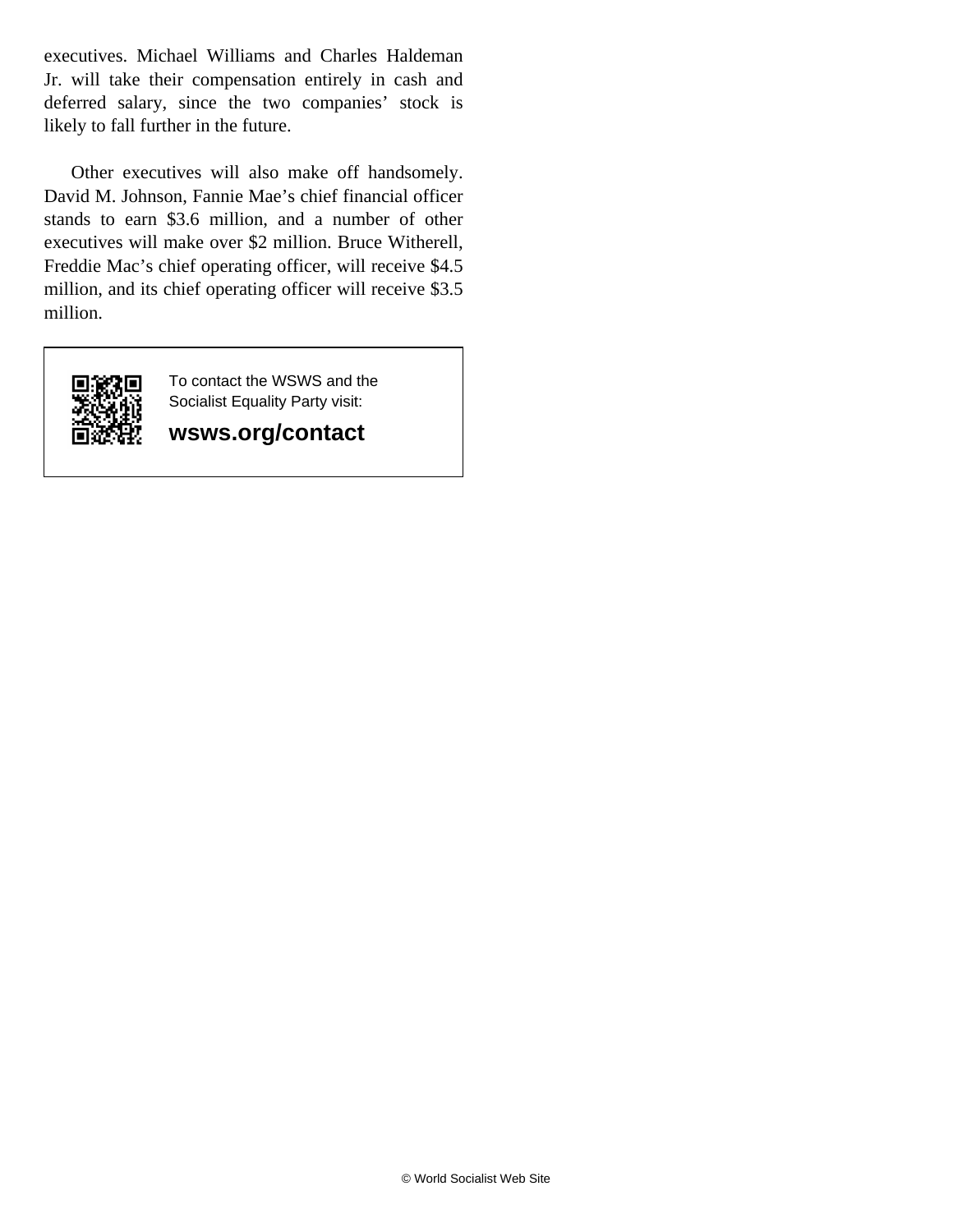executives. Michael Williams and Charles Haldeman Jr. will take their compensation entirely in cash and deferred salary, since the two companies' stock is likely to fall further in the future.

Other executives will also make off handsomely. David M. Johnson, Fannie Mae's chief financial officer stands to earn $3.6 million, and a number of other executives will make over $2 million. Bruce Witherell, Freddie Mac's chief operating officer, will receive $4.5 million, and its chief operating officer will receive $3.5 million.

To contact the WSWS and the Socialist Equality Party visit:

**wsws.org/contact**